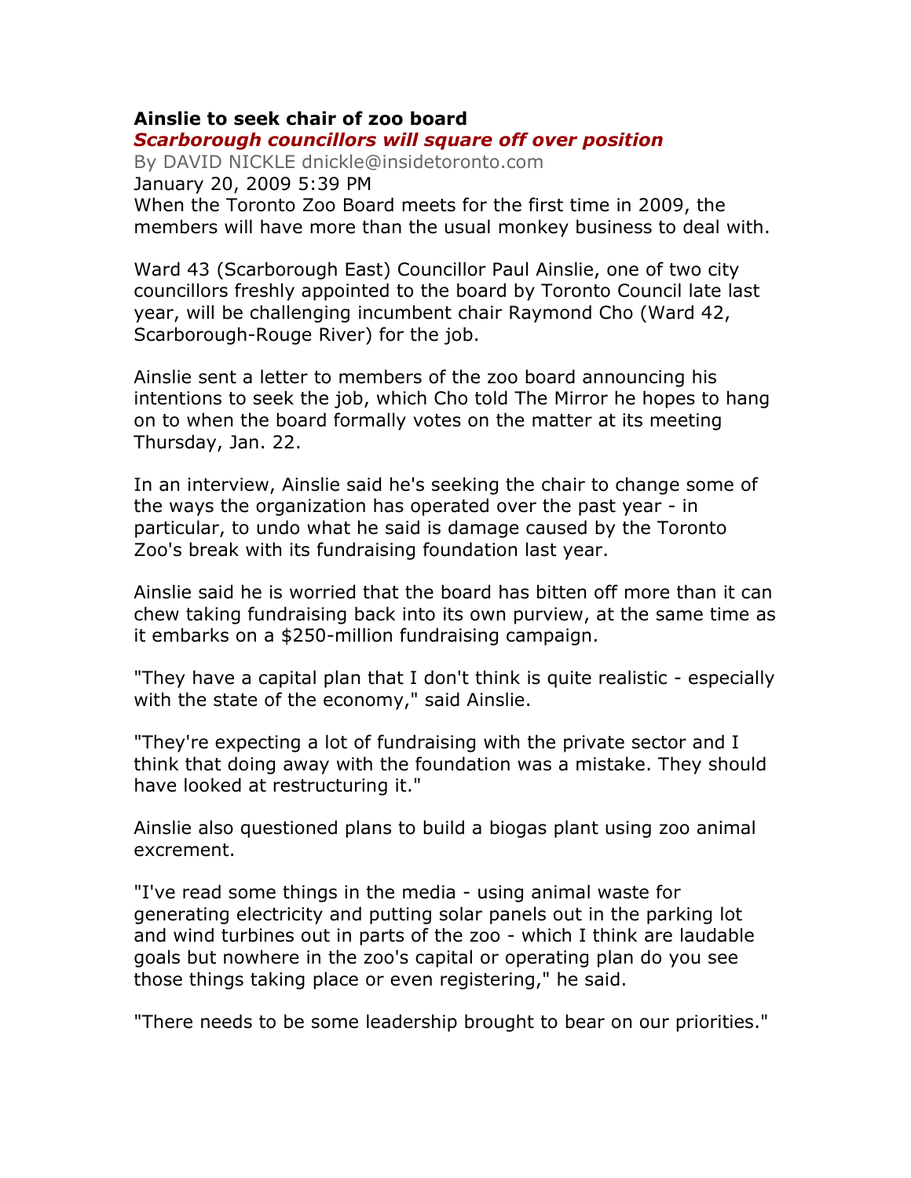**Ainslie to seek chair of zoo board**

***Scarborough councillors will square off over position***

By DAVID NICKLE dnickle@insidetoronto.com

January 20, 2009 5:39 PM

When the Toronto Zoo Board meets for the first time in 2009, the members will have more than the usual monkey business to deal with.

Ward 43 (Scarborough East) Councillor Paul Ainslie, one of two city councillors freshly appointed to the board by Toronto Council late last year, will be challenging incumbent chair Raymond Cho (Ward 42, Scarborough-Rouge River) for the job.

Ainslie sent a letter to members of the zoo board announcing his intentions to seek the job, which Cho told The Mirror he hopes to hang on to when the board formally votes on the matter at its meeting Thursday, Jan. 22.

In an interview, Ainslie said he's seeking the chair to change some of the ways the organization has operated over the past year - in particular, to undo what he said is damage caused by the Toronto Zoo's break with its fundraising foundation last year.

Ainslie said he is worried that the board has bitten off more than it can chew taking fundraising back into its own purview, at the same time as it embarks on a $250-million fundraising campaign.

"They have a capital plan that I don't think is quite realistic - especially with the state of the economy," said Ainslie.

"They're expecting a lot of fundraising with the private sector and I think that doing away with the foundation was a mistake. They should have looked at restructuring it."

Ainslie also questioned plans to build a biogas plant using zoo animal excrement.

"I've read some things in the media - using animal waste for generating electricity and putting solar panels out in the parking lot and wind turbines out in parts of the zoo - which I think are laudable goals but nowhere in the zoo's capital or operating plan do you see those things taking place or even registering," he said.

"There needs to be some leadership brought to bear on our priorities."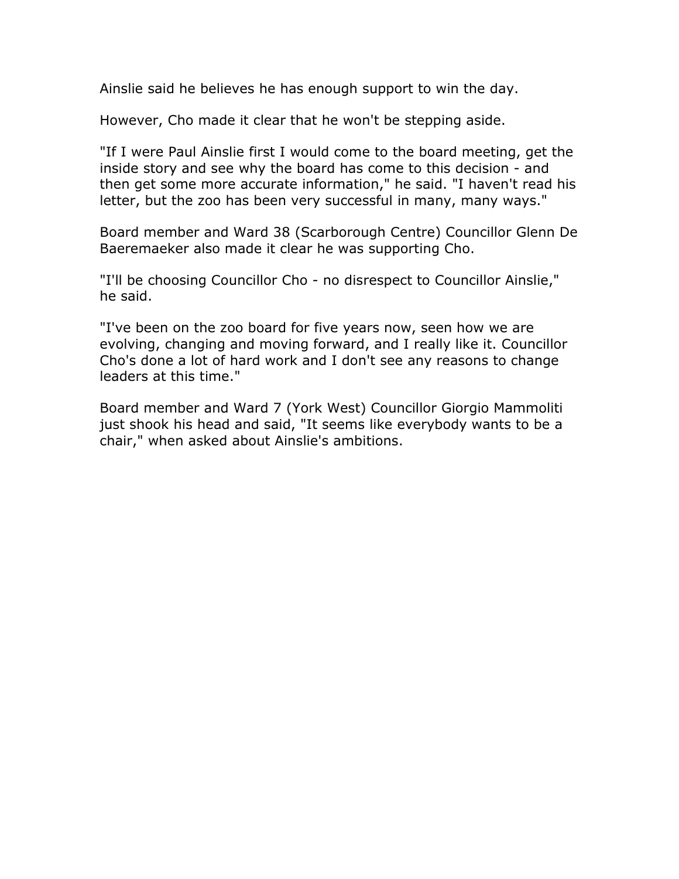Ainslie said he believes he has enough support to win the day.

However, Cho made it clear that he won't be stepping aside.

"If I were Paul Ainslie first I would come to the board meeting, get the inside story and see why the board has come to this decision - and then get some more accurate information," he said. "I haven't read his letter, but the zoo has been very successful in many, many ways."

Board member and Ward 38 (Scarborough Centre) Councillor Glenn De Baeremaeker also made it clear he was supporting Cho.

"I'll be choosing Councillor Cho - no disrespect to Councillor Ainslie," he said.

"I've been on the zoo board for five years now, seen how we are evolving, changing and moving forward, and I really like it. Councillor Cho's done a lot of hard work and I don't see any reasons to change leaders at this time."

Board member and Ward 7 (York West) Councillor Giorgio Mammoliti just shook his head and said, "It seems like everybody wants to be a chair," when asked about Ainslie's ambitions.